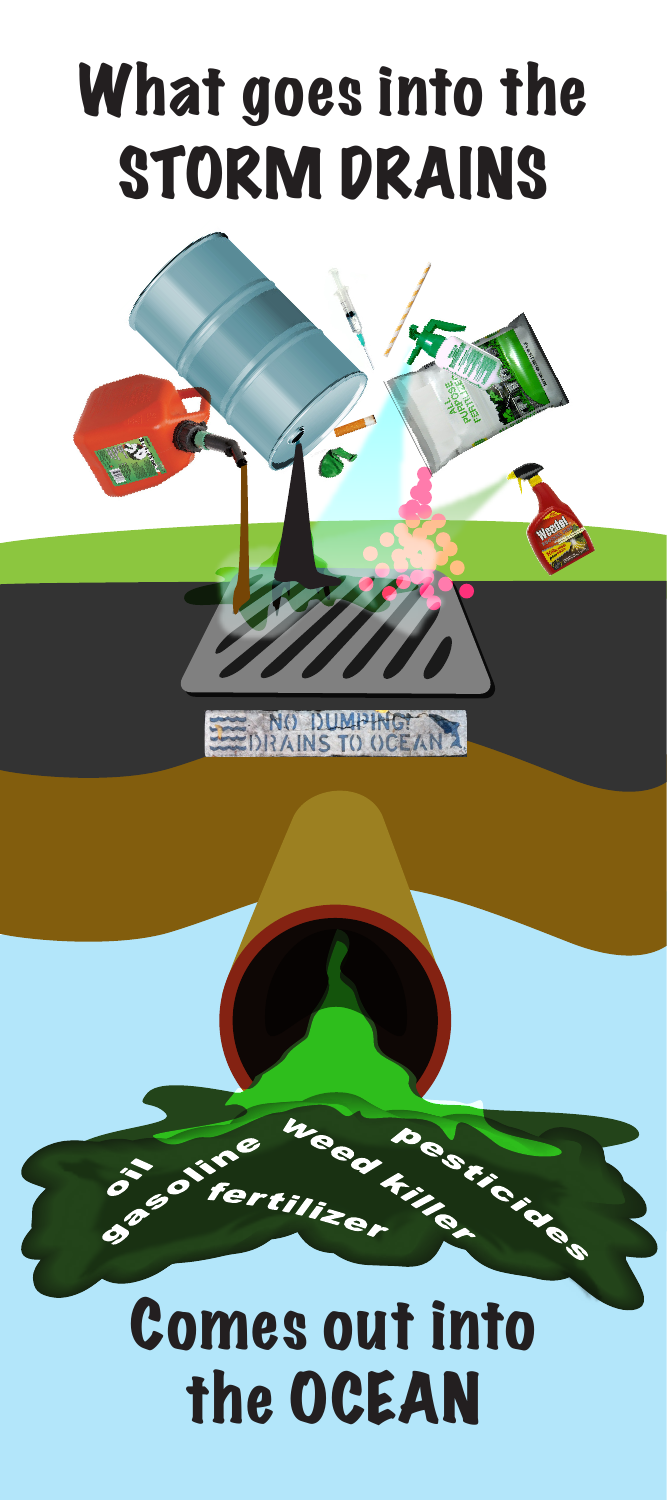# What goes into the STORM DRAINS

NO DUMPING! DRAINS TO OCEAN

oil gasoline fertilizer weed killer pesticides

# Comes out into the OCEAN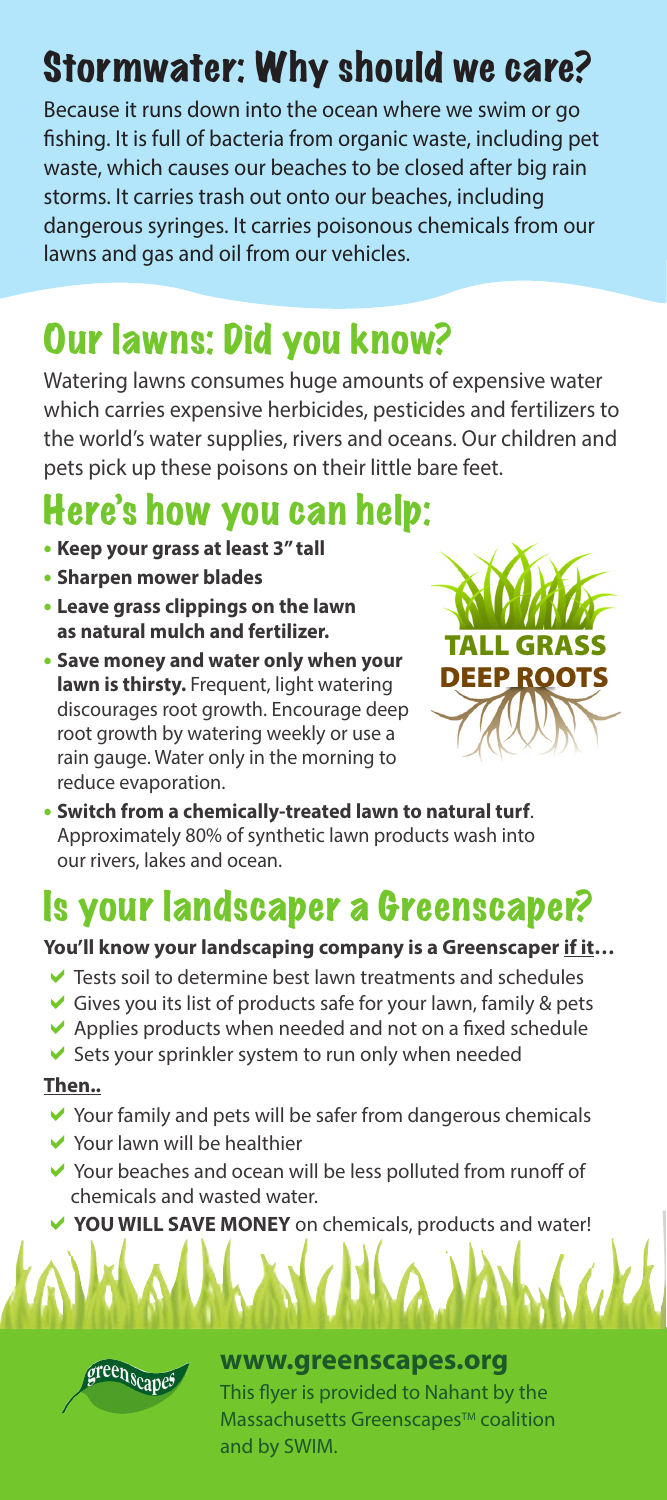# Stormwater: Why should we care?

Because it runs down into the ocean where we swim or go fishing. It is full of bacteria from organic waste, including pet waste, which causes our beaches to be closed after big rain storms. It carries trash out onto our beaches, including dangerous syringes. It carries poisonous chemicals from our lawns and gas and oil from our vehicles.

# Our lawns: Did you know?

Watering lawns consumes huge amounts of expensive water which carries expensive herbicides, pesticides and fertilizers to the world's water supplies, rivers and oceans. Our children and pets pick up these poisons on their little bare feet.

# Here's how you can help:

- **Keep your grass at least 3" tall**
- **Sharpen mower blades**
- **Leave grass clippings on the lawn as natural mulch and fertilizer.**
- **Save money and water only when your lawn is thirsty.** Frequent, light watering discourages root growth. Encourage deep root growth by watering weekly or use a rain gauge. Water only in the morning to reduce evaporation.
- **Switch from a chemically-treated lawn to natural turf**. Approximately 80% of synthetic lawn products wash into our rivers, lakes and ocean.

TALL GRASS
DEEP ROOTS

# Is your landscaper a Greenscaper?

**You'll know your landscaping company is a Greenscaper <u>if it</u>…**

- Tests soil to determine best lawn treatments and schedules
- Gives you its list of products safe for your lawn, family & pets
- Applies products when needed and not on a fixed schedule
- Sets your sprinkler system to run only when needed

**<u>Then..</u>**

- Your family and pets will be safer from dangerous chemicals
- Your lawn will be healthier
- Your beaches and ocean will be less polluted from runoff of chemicals and wasted water.
- **YOU WILL SAVE MONEY** on chemicals, products and water!

**www.greenscapes.org**

This flyer is provided to Nahant by the Massachusetts Greenscapes™ coalition and by SWIM.